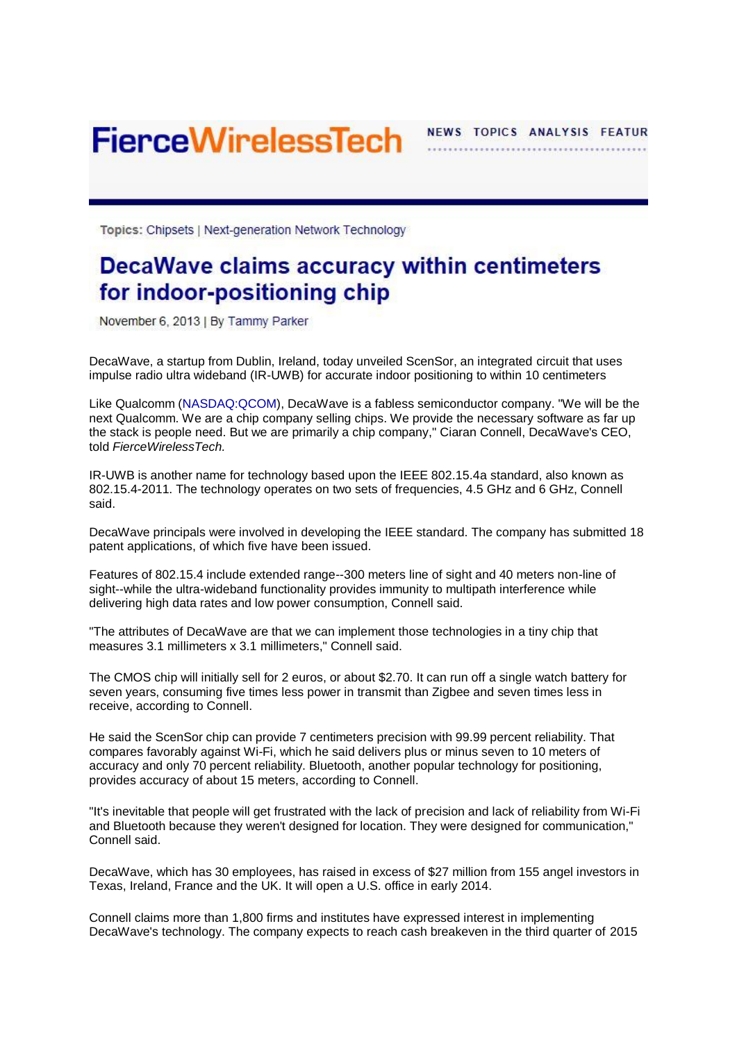FierceWirelessTech

NEWS TOPICS ANALYSIS FEATUR

Topics: Chipsets | Next-generation Network Technology

# DecaWave claims accuracy within centimeters for indoor-positioning chip

November 6, 2013 | By Tammy Parker

DecaWave, a startup from Dublin, Ireland, today unveiled ScenSor, an integrated circuit that uses impulse radio ultra wideband (IR-UWB) for accurate indoor positioning to within 10 centimeters

Like Qualcomm (NASDAQ:QCOM), DecaWave is a fabless semiconductor company. "We will be the next Qualcomm. We are a chip company selling chips. We provide the necessary software as far up the stack is people need. But we are primarily a chip company," Ciaran Connell, DecaWave's CEO, told *FierceWirelessTech.*

IR-UWB is another name for technology based upon the IEEE 802.15.4a standard, also known as 802.15.4-2011. The technology operates on two sets of frequencies, 4.5 GHz and 6 GHz, Connell said.

DecaWave principals were involved in developing the IEEE standard. The company has submitted 18 patent applications, of which five have been issued.

Features of 802.15.4 include extended range--300 meters line of sight and 40 meters non-line of sight--while the ultra-wideband functionality provides immunity to multipath interference while delivering high data rates and low power consumption, Connell said.

"The attributes of DecaWave are that we can implement those technologies in a tiny chip that measures 3.1 millimeters x 3.1 millimeters," Connell said.

The CMOS chip will initially sell for 2 euros, or about $2.70. It can run off a single watch battery for seven years, consuming five times less power in transmit than Zigbee and seven times less in receive, according to Connell.

He said the ScenSor chip can provide 7 centimeters precision with 99.99 percent reliability. That compares favorably against Wi-Fi, which he said delivers plus or minus seven to 10 meters of accuracy and only 70 percent reliability. Bluetooth, another popular technology for positioning, provides accuracy of about 15 meters, according to Connell.

"It's inevitable that people will get frustrated with the lack of precision and lack of reliability from Wi-Fi and Bluetooth because they weren't designed for location. They were designed for communication," Connell said.

DecaWave, which has 30 employees, has raised in excess of $27 million from 155 angel investors in Texas, Ireland, France and the UK. It will open a U.S. office in early 2014.

Connell claims more than 1,800 firms and institutes have expressed interest in implementing DecaWave's technology. The company expects to reach cash breakeven in the third quarter of 2015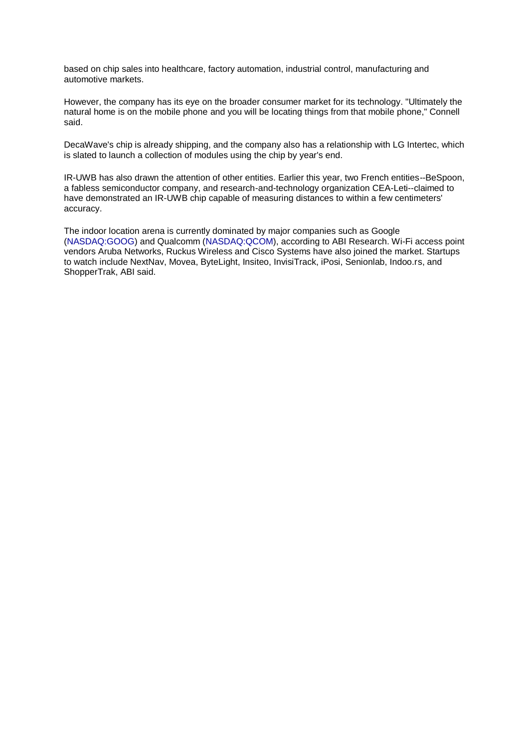based on chip sales into healthcare, factory automation, industrial control, manufacturing and automotive markets.

However, the company has its eye on the broader consumer market for its technology. "Ultimately the natural home is on the mobile phone and you will be locating things from that mobile phone," Connell said.

DecaWave's chip is already shipping, and the company also has a relationship with LG Intertec, which is slated to launch a collection of modules using the chip by year's end.

IR-UWB has also drawn the attention of other entities. Earlier this year, two French entities--BeSpoon, a fabless semiconductor company, and research-and-technology organization CEA-Leti--claimed to have demonstrated an IR-UWB chip capable of measuring distances to within a few centimeters' accuracy.

The indoor location arena is currently dominated by major companies such as Google (NASDAQ:GOOG) and Qualcomm (NASDAQ:QCOM), according to ABI Research. Wi-Fi access point vendors Aruba Networks, Ruckus Wireless and Cisco Systems have also joined the market. Startups to watch include NextNav, Movea, ByteLight, Insiteo, InvisiTrack, iPosi, Senionlab, Indoo.rs, and ShopperTrak, ABI said.